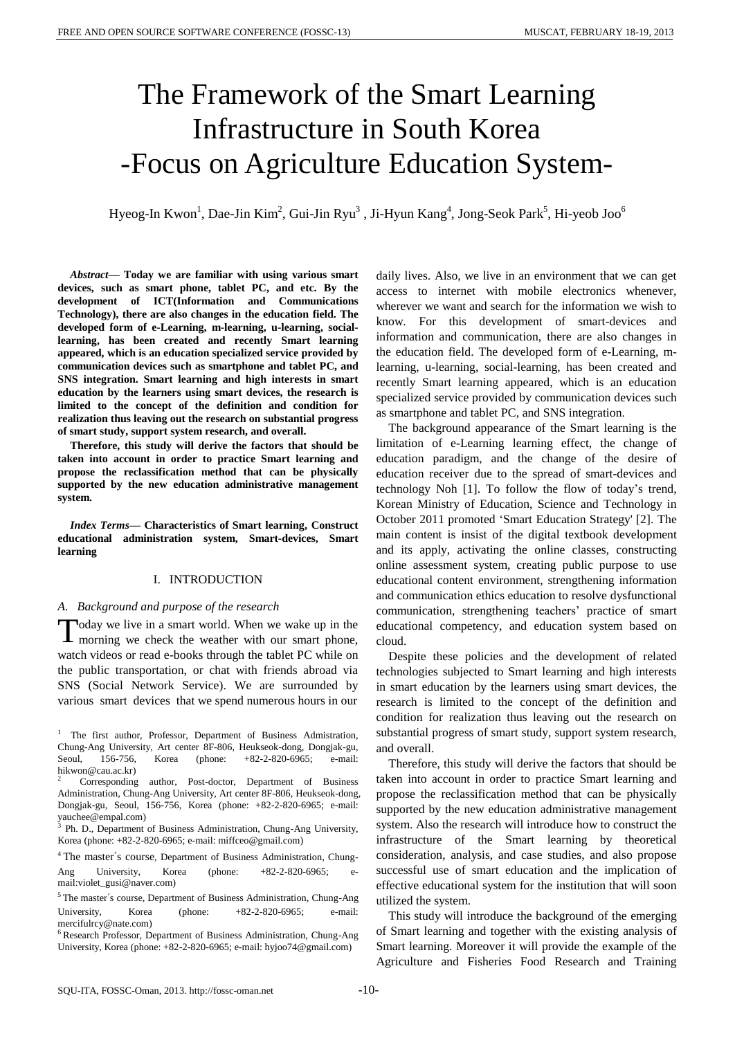# The Framework of the Smart Learning Infrastructure in South Korea -Focus on Agriculture Education System-

Hyeog-In Kwon[1], Dae-Jin Kim[2], Gui-Jin Ryu[3] , Ji-Hyun Kang[4], Jong-Seok Park[5], Hi-yeob Joo[6]

***Abstract*— Today we are familiar with using various smart devices, such as smart phone, tablet PC, and etc. By the development of ICT(Information and Communications Technology), there are also changes in the education field. The developed form of e-Learning, m-learning, u-learning, social-learning, has been created and recently Smart learning appeared, which is an education specialized service provided by communication devices such as smartphone and tablet PC, and SNS integration. Smart learning and high interests in smart education by the learners using smart devices, the research is limited to the concept of the definition and condition for realization thus leaving out the research on substantial progress of smart study, support system research, and overall.**

**Therefore, this study will derive the factors that should be taken into account in order to practice Smart learning and propose the reclassification method that can be physically supported by the new education administrative management system.**

***Index Terms*— Characteristics of Smart learning, Construct educational administration system, Smart-devices, Smart learning**

## I. INTRODUCTION

### *A. Background and purpose of the research*

Today we live in a smart world. When we wake up in the morning we check the weather with our smart phone, watch videos or read e-books through the tablet PC while on the public transportation, or chat with friends abroad via SNS (Social Network Service). We are surrounded by various smart devices that we spend numerous hours in our daily lives. Also, we live in an environment that we can get access to internet with mobile electronics whenever, wherever we want and search for the information we wish to know. For this development of smart-devices and information and communication, there are also changes in the education field. The developed form of e-Learning, m-learning, u-learning, social-learning, has been created and recently Smart learning appeared, which is an education specialized service provided by communication devices such as smartphone and tablet PC, and SNS integration.

The background appearance of the Smart learning is the limitation of e-Learning learning effect, the change of education paradigm, and the change of the desire of education receiver due to the spread of smart-devices and technology Noh [1]. To follow the flow of today's trend, Korean Ministry of Education, Science and Technology in October 2011 promoted 'Smart Education Strategy' [2]. The main content is insist of the digital textbook development and its apply, activating the online classes, constructing online assessment system, creating public purpose to use educational content environment, strengthening information and communication ethics education to resolve dysfunctional communication, strengthening teachers' practice of smart educational competency, and education system based on cloud.

Despite these policies and the development of related technologies subjected to Smart learning and high interests in smart education by the learners using smart devices, the research is limited to the concept of the definition and condition for realization thus leaving out the research on substantial progress of smart study, support system research, and overall.

Therefore, this study will derive the factors that should be taken into account in order to practice Smart learning and propose the reclassification method that can be physically supported by the new education administrative management system. Also the research will introduce how to construct the infrastructure of the Smart learning by theoretical consideration, analysis, and case studies, and also propose successful use of smart education and the implication of effective educational system for the institution that will soon utilized the system.

This study will introduce the background of the emerging of Smart learning and together with the existing analysis of Smart learning. Moreover it will provide the example of the Agriculture and Fisheries Food Research and Training

---

[1] The first author, Professor, Department of Business Admistration, Chung-Ang University, Art center 8F-806, Heukseok-dong, Dongjak-gu, Seoul, 156-756, Korea (phone: +82-2-820-6965; e-mail: hikwon@cau.ac.kr)

[2] Corresponding author, Post-doctor, Department of Business Administration, Chung-Ang University, Art center 8F-806, Heukseok-dong, Dongjak-gu, Seoul, 156-756, Korea (phone: +82-2-820-6965; e-mail: yauchee@empal.com)

[3] Ph. D., Department of Business Administration, Chung-Ang University, Korea (phone: +82-2-820-6965; e-mail: miffceo@gmail.com)

[4] The master´s course, Department of Business Administration, Chung-Ang University, Korea (phone: +82-2-820-6965; e-mail:violet_gusi@naver.com)

[5] The master´s course, Department of Business Administration, Chung-Ang University, Korea (phone: +82-2-820-6965; e-mail: mercifulrcy@nate.com)

[6] Research Professor, Department of Business Administration, Chung-Ang University, Korea (phone: +82-2-820-6965; e-mail: hyjoo74@gmail.com)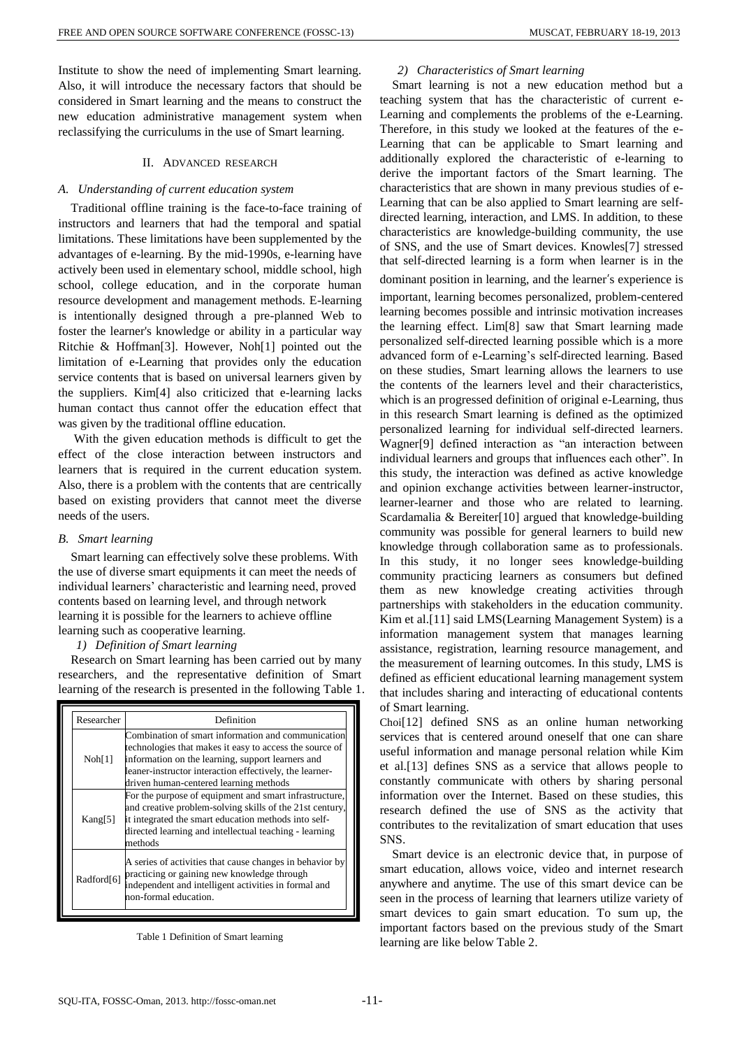Institute to show the need of implementing Smart learning. Also, it will introduce the necessary factors that should be considered in Smart learning and the means to construct the new education administrative management system when reclassifying the curriculums in the use of Smart learning.

## II. Advanced research

### A. Understanding of current education system

Traditional offline training is the face-to-face training of instructors and learners that had the temporal and spatial limitations. These limitations have been supplemented by the advantages of e-learning. By the mid-1990s, e-learning have actively been used in elementary school, middle school, high school, college education, and in the corporate human resource development and management methods. E-learning is intentionally designed through a pre-planned Web to foster the learner's knowledge or ability in a particular way Ritchie & Hoffman[3]. However, Noh[1] pointed out the limitation of e-Learning that provides only the education service contents that is based on universal learners given by the suppliers. Kim[4] also criticized that e-learning lacks human contact thus cannot offer the education effect that was given by the traditional offline education.

With the given education methods is difficult to get the effect of the close interaction between instructors and learners that is required in the current education system. Also, there is a problem with the contents that are centrically based on existing providers that cannot meet the diverse needs of the users.

### B. Smart learning

Smart learning can effectively solve these problems. With the use of diverse smart equipments it can meet the needs of individual learners' characteristic and learning need, proved contents based on learning level, and through network learning it is possible for the learners to achieve offline learning such as cooperative learning.

#### 1) Definition of Smart learning

Research on Smart learning has been carried out by many researchers, and the representative definition of Smart learning of the research is presented in the following Table 1.

| Researcher | Definition |
|---|---|
| Noh[1] | Combination of smart information and communication technologies that makes it easy to access the source of information on the learning, support learners and leaner-instructor interaction effectively, the learner-driven human-centered learning methods |
| Kang[5] | For the purpose of equipment and smart infrastructure, and creative problem-solving skills of the 21st century, it integrated the smart education methods into self-directed learning and intellectual teaching - learning methods |
| Radford[6] | A series of activities that cause changes in behavior by practicing or gaining new knowledge through independent and intelligent activities in formal and non-formal education. |

Table 1 Definition of Smart learning

#### 2) Characteristics of Smart learning

Smart learning is not a new education method but a teaching system that has the characteristic of current e-Learning and complements the problems of the e-Learning. Therefore, in this study we looked at the features of the e-Learning that can be applicable to Smart learning and additionally explored the characteristic of e-learning to derive the important factors of the Smart learning. The characteristics that are shown in many previous studies of e-Learning that can be also applied to Smart learning are self-directed learning, interaction, and LMS. In addition, to these characteristics are knowledge-building community, the use of SNS, and the use of Smart devices. Knowles[7] stressed that self-directed learning is a form when learner is in the dominant position in learning, and the learner′s experience is important, learning becomes personalized, problem-centered learning becomes possible and intrinsic motivation increases the learning effect. Lim[8] saw that Smart learning made personalized self-directed learning possible which is a more advanced form of e-Learning's self-directed learning. Based on these studies, Smart learning allows the learners to use the contents of the learners level and their characteristics, which is an progressed definition of original e-Learning, thus in this research Smart learning is defined as the optimized personalized learning for individual self-directed learners. Wagner[9] defined interaction as "an interaction between individual learners and groups that influences each other". In this study, the interaction was defined as active knowledge and opinion exchange activities between learner-instructor, learner-learner and those who are related to learning. Scardamalia & Bereiter[10] argued that knowledge-building community was possible for general learners to build new knowledge through collaboration same as to professionals. In this study, it no longer sees knowledge-building community practicing learners as consumers but defined them as new knowledge creating activities through partnerships with stakeholders in the education community. Kim et al.[11] said LMS(Learning Management System) is a information management system that manages learning assistance, registration, learning resource management, and the measurement of learning outcomes. In this study, LMS is defined as efficient educational learning management system that includes sharing and interacting of educational contents of Smart learning.

Choi[12] defined SNS as an online human networking services that is centered around oneself that one can share useful information and manage personal relation while Kim et al.[13] defines SNS as a service that allows people to constantly communicate with others by sharing personal information over the Internet. Based on these studies, this research defined the use of SNS as the activity that contributes to the revitalization of smart education that uses SNS.

Smart device is an electronic device that, in purpose of smart education, allows voice, video and internet research anywhere and anytime. The use of this smart device can be seen in the process of learning that learners utilize variety of smart devices to gain smart education. To sum up, the important factors based on the previous study of the Smart learning are like below Table 2.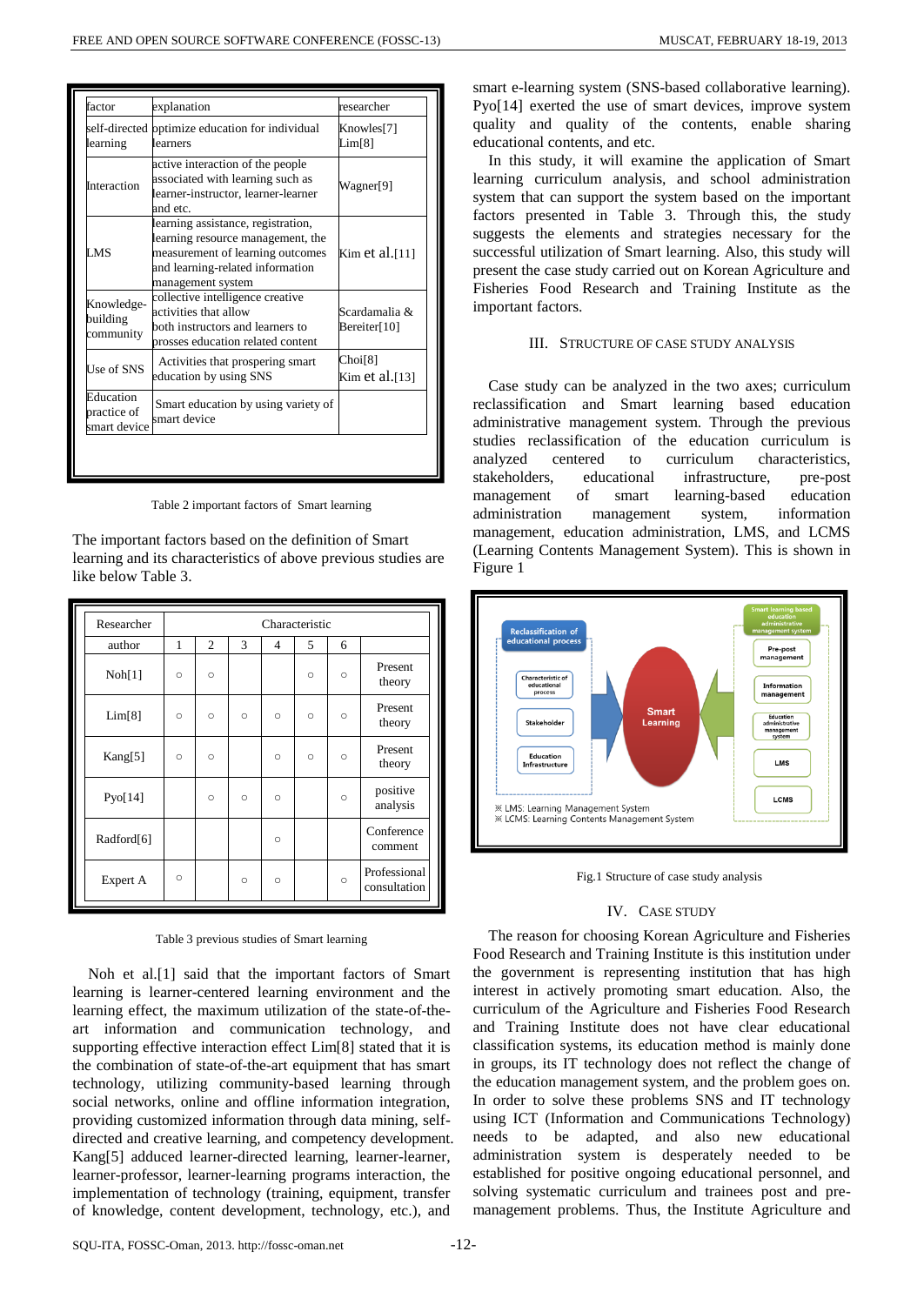| factor | explanation | researcher |
|---|---|---|
| self-directed learning | optimize education for individual learners | Knowles[7] Lim[8] |
| Interaction | active interaction of the people associated with learning such as learner-instructor, learner-learner and etc. | Wagner[9] |
| LMS | learning assistance, registration, learning resource management, the measurement of learning outcomes and learning-related information management system | Kim et al.[11] |
| Knowledge-building community | collective intelligence creative activities that allow both instructors and learners to prosses education related content | Scardamalia & Bereiter[10] |
| Use of SNS | Activities that prospering smart education by using SNS | Choi[8] Kim et al.[13] |
| Education practice of smart device | Smart education by using variety of smart device | |

Table 2 important factors of Smart learning

The important factors based on the definition of Smart learning and its characteristics of above previous studies are like below Table 3.

| Researcher | Characteristic | | | | | | |
|---|---|---|---|---|---|---|---|
| author | 1 | 2 | 3 | 4 | 5 | 6 | |
| Noh[1] | ○ | ○ | | | ○ | ○ | Present theory |
| Lim[8] | ○ | ○ | ○ | ○ | ○ | ○ | Present theory |
| Kang[5] | ○ | ○ | | ○ | ○ | ○ | Present theory |
| Pyo[14] | | ○ | ○ | ○ | | ○ | positive analysis |
| Radford[6] | | | | ○ | | | Conference comment |
| Expert A | ○ | | ○ | ○ | | ○ | Professional consultation |

Table 3 previous studies of Smart learning

Noh et al.[1] said that the important factors of Smart learning is learner-centered learning environment and the learning effect, the maximum utilization of the state-of-the-art information and communication technology, and supporting effective interaction Lim[8] stated that it is the combination of state-of-the-art equipment that has smart technology, utilizing community-based learning through social networks, online and offline information integration, providing customized information through data mining, self-directed and creative learning, and competency development. Kang[5] adduced learner-directed learning, learner-learner, learner-professor, learner-learning programs interaction, the implementation of technology (training, equipment, transfer of knowledge, content development, technology, etc.), and smart e-learning system (SNS-based collaborative learning). Pyo[14] exerted the use of smart devices, improve system quality and quality of the contents, enable sharing educational contents, and etc.

In this study, it will examine the application of Smart learning curriculum analysis, and school administration system that can support the system based on the important factors presented in Table 3. Through this, the study suggests the elements and strategies necessary for the successful utilization of Smart learning. Also, this study will present the case study carried out on Korean Agriculture and Fisheries Food Research and Training Institute as the important factors.

## III. Structure of Case Study Analysis

Case study can be analyzed in the two axes; curriculum reclassification and Smart learning based education administrative management system. Through the previous studies reclassification of the education curriculum is analyzed centered to curriculum characteristics, stakeholders, educational infrastructure, pre-post management of smart learning-based education administration management system, information management, education administration, LMS, and LCMS (Learning Contents Management System). This is shown in Figure 1

Fig.1 Structure of case study analysis

## IV. Case Study

The reason for choosing Korean Agriculture and Fisheries Food Research and Training Institute is this institution under the government is representing institution that has high interest in actively promoting smart education. Also, the curriculum of the Agriculture and Fisheries Food Research and Training Institute does not have clear educational classification systems, its education method is mainly done in groups, its IT technology does not reflect the change of the education management system, and the problem goes on. In order to solve these problems SNS and IT technology using ICT (Information and Communications Technology) needs to be adapted, and also new educational administration system is desperately needed to be established for positive ongoing educational personnel, and solving systematic curriculum and trainees post and pre-management problems. Thus, the Institute Agriculture and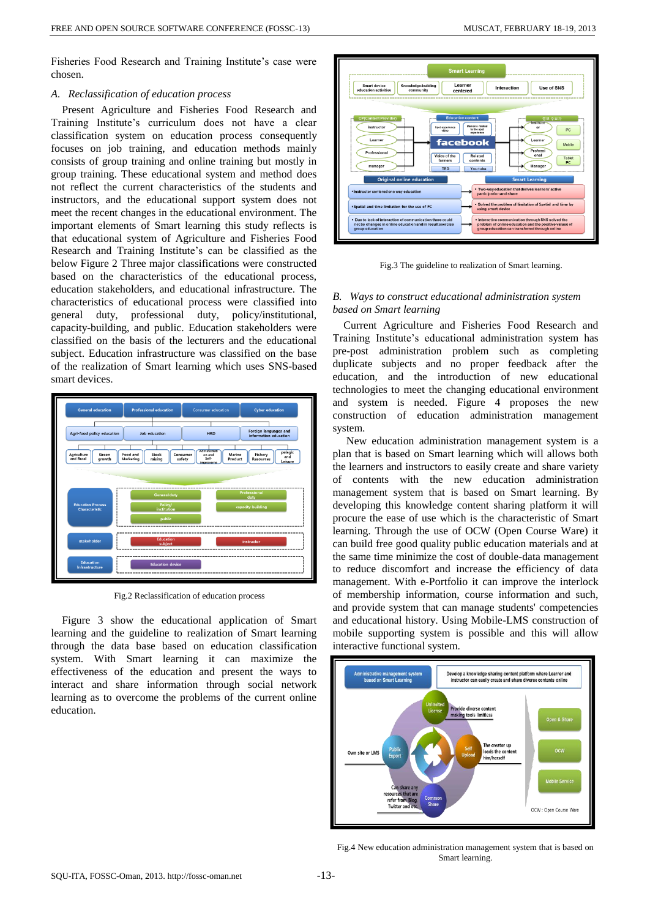Fisheries Food Research and Training Institute's case were chosen.

## *A. Reclassification of education process*

Present Agriculture and Fisheries Food Research and Training Institute's curriculum does not have a clear classification system on education process consequently focuses on job training, and education methods mainly consists of group training and online training but mostly in group training. These educational system and method does not reflect the current characteristics of the students and instructors, and the educational support system does not meet the recent changes in the educational environment. The important elements of Smart learning this study reflects is that educational system of Agriculture and Fisheries Food Research and Training Institute's can be classified as the below Figure 2 Three major classifications were constructed based on the characteristics of the educational process, education stakeholders, and educational infrastructure. The characteristics of educational process were classified into general duty, professional duty, policy/institutional, capacity-building, and public. Education stakeholders were classified on the basis of the lecturers and the educational subject. Education infrastructure was classified on the base of the realization of Smart learning which uses SNS-based smart devices.

Fig.2 Reclassification of education process

Figure 3 show the educational application of Smart learning and the guideline to realization of Smart learning through the data base based on education classification system. With Smart learning it can maximize the effectiveness of the education and present the ways to interact and share information through social network learning as to overcome the problems of the current online education.

Fig.3 The guideline to realization of Smart learning.

## *B. Ways to construct educational administration system based on Smart learning*

Current Agriculture and Fisheries Food Research and Training Institute's educational administration system has pre-post administration problem such as completing duplicate subjects and no proper feedback after the education, and the introduction of new educational technologies to meet the changing educational environment and system is needed. Figure 4 proposes the new construction of education administration management system.

New education administration management system is a plan that is based on Smart learning which will allows both the learners and instructors to easily create and share variety of contents with the new education administration management system that is based on Smart learning. By developing this knowledge content sharing platform it will procure the ease of use which is the characteristic of Smart learning. Through the use of OCW (Open Course Ware) it can build free good quality public education materials and at the same time minimize the cost of double-data management to reduce discomfort and increase the efficiency of data management. With e-Portfolio it can improve the interlock of membership information, course information and such, and provide system that can manage students' competencies and educational history. Using Mobile-LMS construction of mobile supporting system is possible and this will allow interactive functional system.

Fig.4 New education administration management system that is based on Smart learning.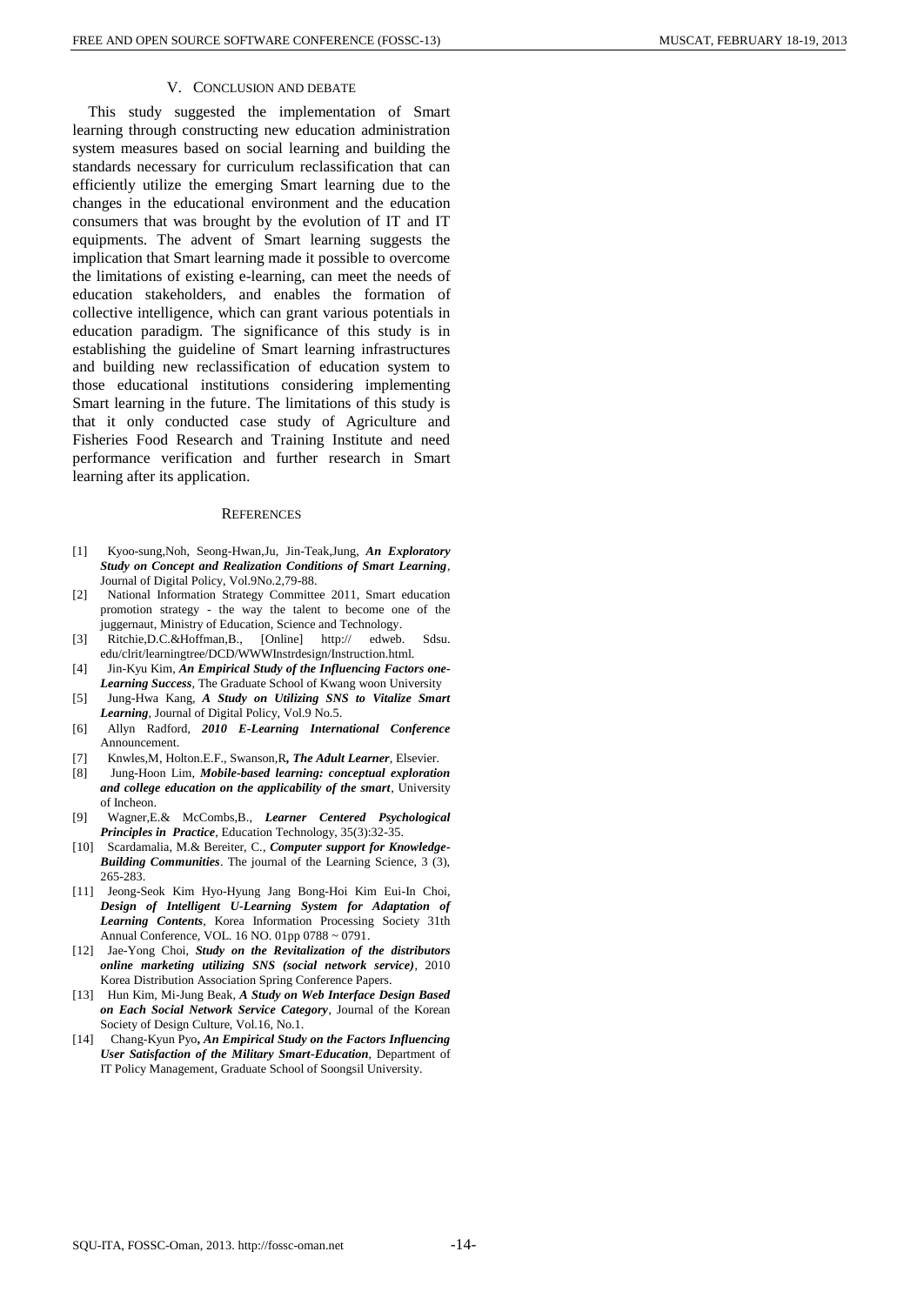## V. Conclusion and Debate

This study suggested the implementation of Smart learning through constructing new education administration system measures based on social learning and building the standards necessary for curriculum reclassification that can efficiently utilize the emerging Smart learning due to the changes in the educational environment and the education consumers that was brought by the evolution of IT and IT equipments. The advent of Smart learning suggests the implication that Smart learning made it possible to overcome the limitations of existing e-learning, can meet the needs of education stakeholders, and enables the formation of collective intelligence, which can grant various potentials in education paradigm. The significance of this study is in establishing the guideline of Smart learning infrastructures and building new reclassification of education system to those educational institutions considering implementing Smart learning in the future. The limitations of this study is that it only conducted case study of Agriculture and Fisheries Food Research and Training Institute and need performance verification and further research in Smart learning after its application.

## References

[1] Kyoo-sung,Noh, Seong-Hwan,Ju, Jin-Teak,Jung, ***An Exploratory Study on Concept and Realization Conditions of Smart Learning***, Journal of Digital Policy, Vol.9No.2,79-88.

[2] National Information Strategy Committee 2011, Smart education promotion strategy - the way the talent to become one of the juggernaut, Ministry of Education, Science and Technology.

[3] Ritchie,D.C.&Hoffman,B., [Online] http:// edweb. Sdsu. edu/clrit/learningtree/DCD/WWWInstrdesign/Instruction.html.

[4] Jin-Kyu Kim, ***An Empirical Study of the Influencing Factors one-Learning Success***, The Graduate School of Kwang woon University

[5] Jung-Hwa Kang, ***A Study on Utilizing SNS to Vitalize Smart Learning***, Journal of Digital Policy, Vol.9 No.5.

[6] Allyn Radford, ***2010 E-Learning International Conference*** Announcement.

[7] Knwles,M, Holton.E.F., Swanson,R***, The Adult Learner***, Elsevier.

[8] Jung-Hoon Lim, ***Mobile-based learning: conceptual exploration and college education on the applicability of the smart***, University of Incheon.

[9] Wagner,E.& McCombs,B., ***Learner Centered Psychological Principles in Practice***, Education Technology, 35(3):32-35.

[10] Scardamalia, M.& Bereiter, C., ***Computer support for Knowledge-Building Communities***. The journal of the Learning Science, 3 (3), 265-283.

[11] Jeong-Seok Kim Hyo-Hyung Jang Bong-Hoi Kim Eui-In Choi, ***Design of Intelligent U-Learning System for Adaptation of Learning Contents***, Korea Information Processing Society 31th Annual Conference, VOL. 16 NO. 01pp 0788 ~ 0791.

[12] Jae-Yong Choi, ***Study on the Revitalization of the distributors online marketing utilizing SNS (social network service)***, 2010 Korea Distribution Association Spring Conference Papers.

[13] Hun Kim, Mi-Jung Beak, ***A Study on Web Interface Design Based on Each Social Network Service Category***, Journal of the Korean Society of Design Culture, Vol.16, No.1.

[14] Chang-Kyun Pyo***, An Empirical Study on the Factors Influencing User Satisfaction of the Military Smart-Education***, Department of IT Policy Management, Graduate School of Soongsil University.